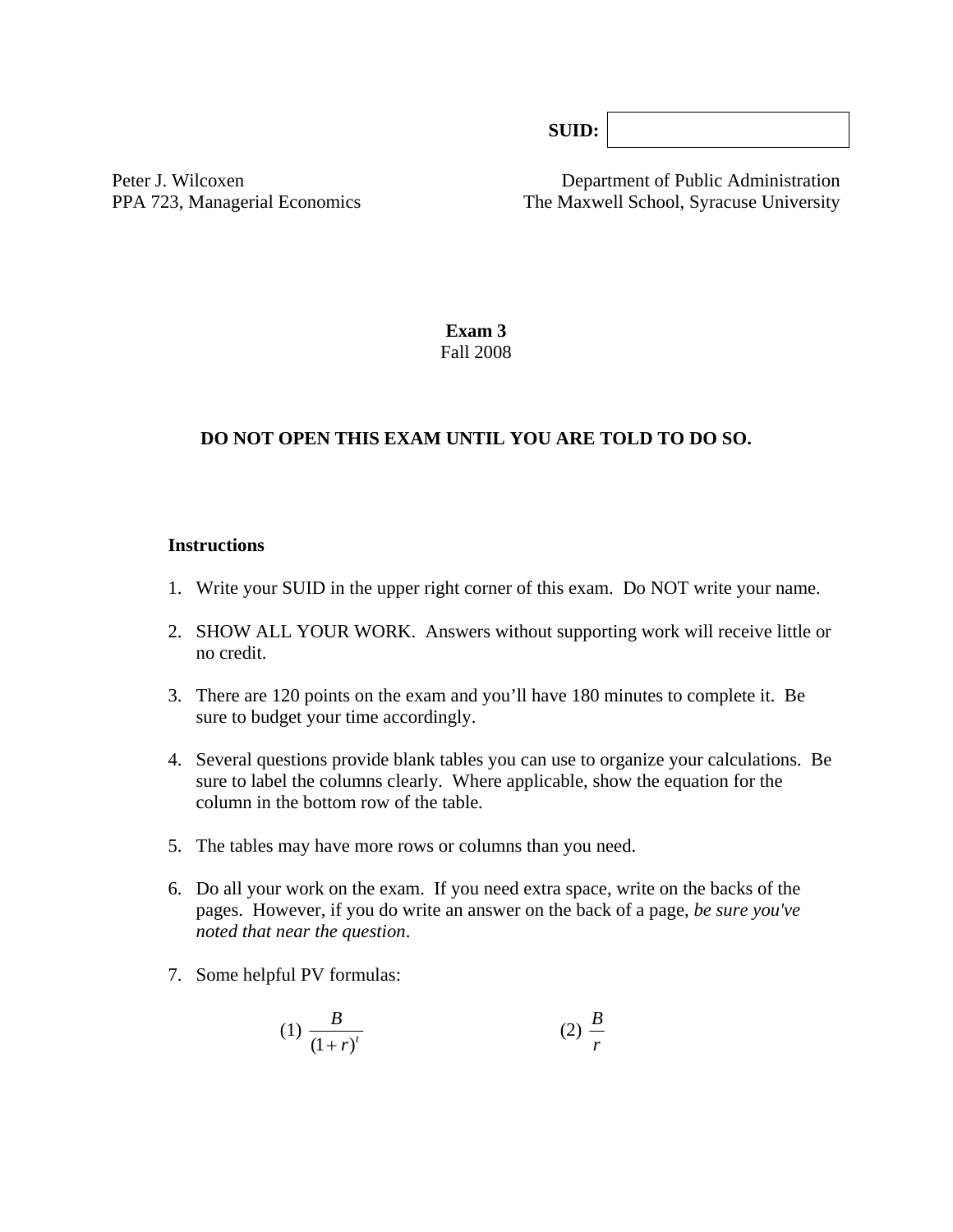**SUID:** 

Peter J. Wilcoxen
PPA 723, Managerial Economics

Department of Public Administration
The Maxwell School, Syracuse University

**Exam 3**
Fall 2008

**DO NOT OPEN THIS EXAM UNTIL YOU ARE TOLD TO DO SO.**

**Instructions**

1. Write your SUID in the upper right corner of this exam. Do NOT write your name.

2. SHOW ALL YOUR WORK. Answers without supporting work will receive little or no credit.

3. There are 120 points on the exam and you'll have 180 minutes to complete it. Be sure to budget your time accordingly.

4. Several questions provide blank tables you can use to organize your calculations. Be sure to label the columns clearly. Where applicable, show the equation for the column in the bottom row of the table.

5. The tables may have more rows or columns than you need.

6. Do all your work on the exam. If you need extra space, write on the backs of the pages. However, if you do write an answer on the back of a page, *be sure you've noted that near the question*.

7. Some helpful PV formulas:

$$(1)\ \frac{B}{(1+r)^t} \qquad\qquad (2)\ \frac{B}{r}$$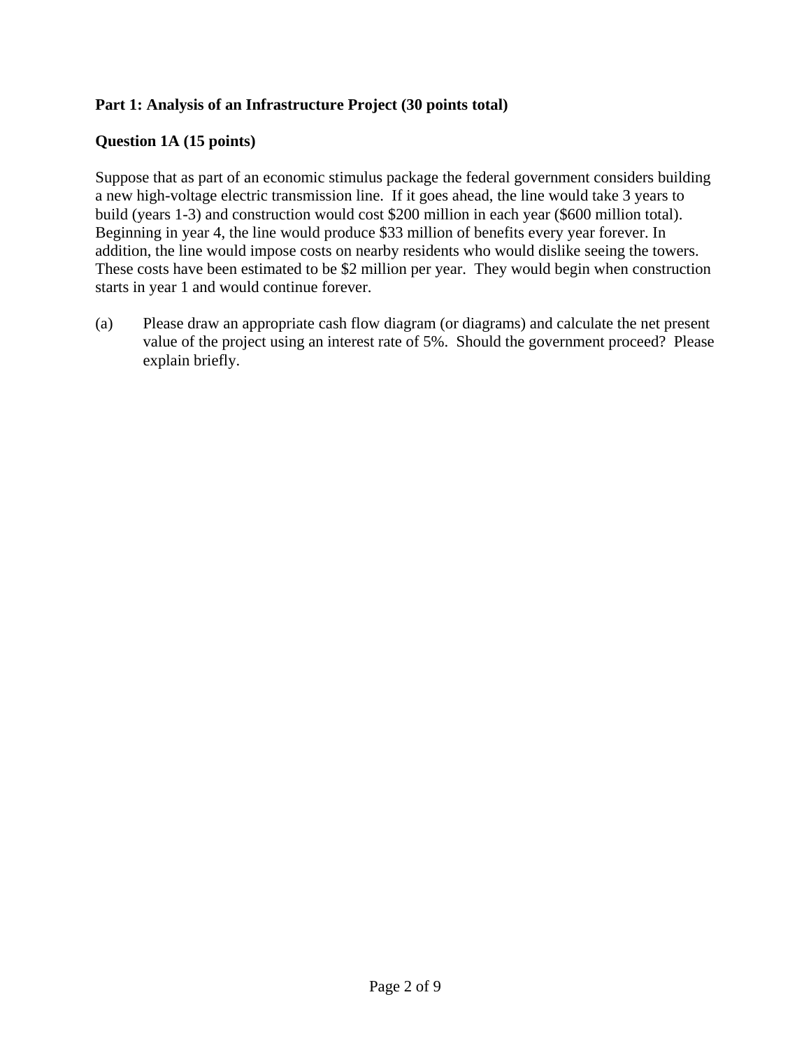**Part 1: Analysis of an Infrastructure Project (30 points total)**

**Question 1A (15 points)**

Suppose that as part of an economic stimulus package the federal government considers building a new high-voltage electric transmission line. If it goes ahead, the line would take 3 years to build (years 1-3) and construction would cost $200 million in each year ($600 million total). Beginning in year 4, the line would produce $33 million of benefits every year forever. In addition, the line would impose costs on nearby residents who would dislike seeing the towers. These costs have been estimated to be $2 million per year. They would begin when construction starts in year 1 and would continue forever.

(a) Please draw an appropriate cash flow diagram (or diagrams) and calculate the net present value of the project using an interest rate of 5%. Should the government proceed? Please explain briefly.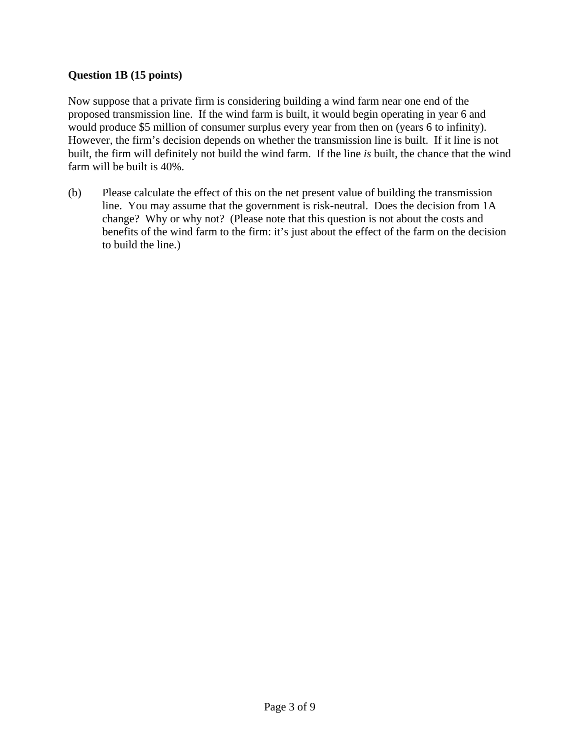**Question 1B (15 points)**

Now suppose that a private firm is considering building a wind farm near one end of the proposed transmission line. If the wind farm is built, it would begin operating in year 6 and would produce $5 million of consumer surplus every year from then on (years 6 to infinity). However, the firm's decision depends on whether the transmission line is built. If it line is not built, the firm will definitely not build the wind farm. If the line *is* built, the chance that the wind farm will be built is 40%.

(b) Please calculate the effect of this on the net present value of building the transmission line. You may assume that the government is risk-neutral. Does the decision from 1A change? Why or why not? (Please note that this question is not about the costs and benefits of the wind farm to the firm: it's just about the effect of the farm on the decision to build the line.)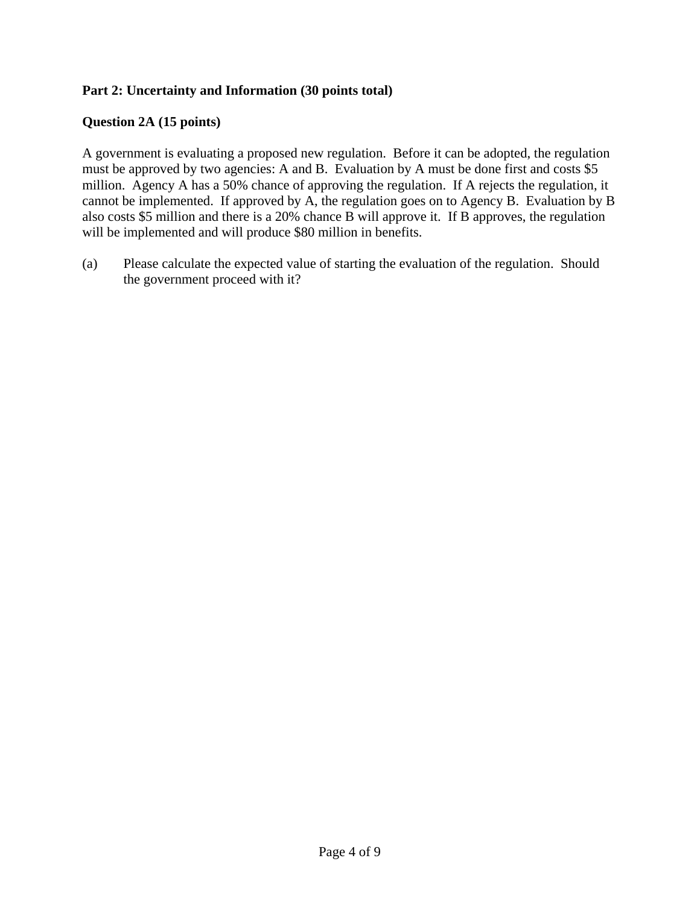**Part 2: Uncertainty and Information (30 points total)**

**Question 2A (15 points)**

A government is evaluating a proposed new regulation. Before it can be adopted, the regulation must be approved by two agencies: A and B. Evaluation by A must be done first and costs $5 million. Agency A has a 50% chance of approving the regulation. If A rejects the regulation, it cannot be implemented. If approved by A, the regulation goes on to Agency B. Evaluation by B also costs $5 million and there is a 20% chance B will approve it. If B approves, the regulation will be implemented and will produce $80 million in benefits.

(a) Please calculate the expected value of starting the evaluation of the regulation. Should the government proceed with it?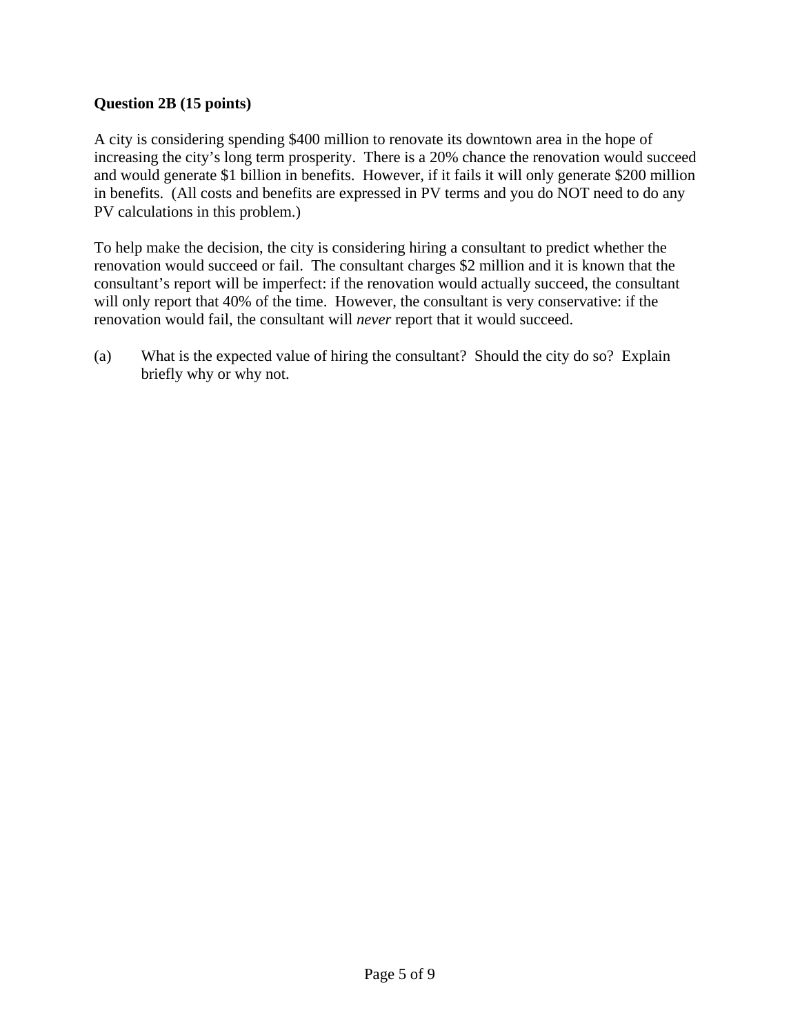**Question 2B (15 points)**

A city is considering spending $400 million to renovate its downtown area in the hope of increasing the city's long term prosperity. There is a 20% chance the renovation would succeed and would generate $1 billion in benefits. However, if it fails it will only generate $200 million in benefits. (All costs and benefits are expressed in PV terms and you do NOT need to do any PV calculations in this problem.)

To help make the decision, the city is considering hiring a consultant to predict whether the renovation would succeed or fail. The consultant charges $2 million and it is known that the consultant's report will be imperfect: if the renovation would actually succeed, the consultant will only report that 40% of the time. However, the consultant is very conservative: if the renovation would fail, the consultant will *never* report that it would succeed.

(a) What is the expected value of hiring the consultant? Should the city do so? Explain briefly why or why not.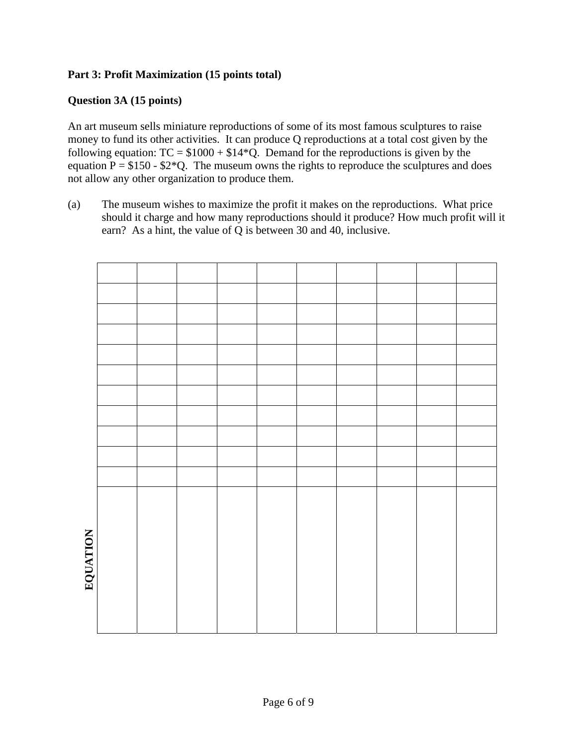**Part 3: Profit Maximization (15 points total)**

**Question 3A (15 points)**

An art museum sells miniature reproductions of some of its most famous sculptures to raise money to fund its other activities. It can produce Q reproductions at a total cost given by the following equation: TC = $1000 + $14*Q. Demand for the reproductions is given by the equation P = $150 - $2*Q. The museum owns the rights to reproduce the sculptures and does not allow any other organization to produce them.

(a) The museum wishes to maximize the profit it makes on the reproductions. What price should it charge and how many reproductions should it produce? How much profit will it earn? As a hint, the value of Q is between 30 and 40, inclusive.

| | | | | | | | | | |
|---|---|---|---|---|---|---|---|---|---|
| | | | | | | | | | |
| | | | | | | | | | |
| | | | | | | | | | |
| | | | | | | | | | |
| | | | | | | | | | |
| | | | | | | | | | |
| | | | | | | | | | |
| | | | | | | | | | |
| | | | | | | | | | |
| | | | | | | | | | |
| | | | | | | | | | |

**EQUATION**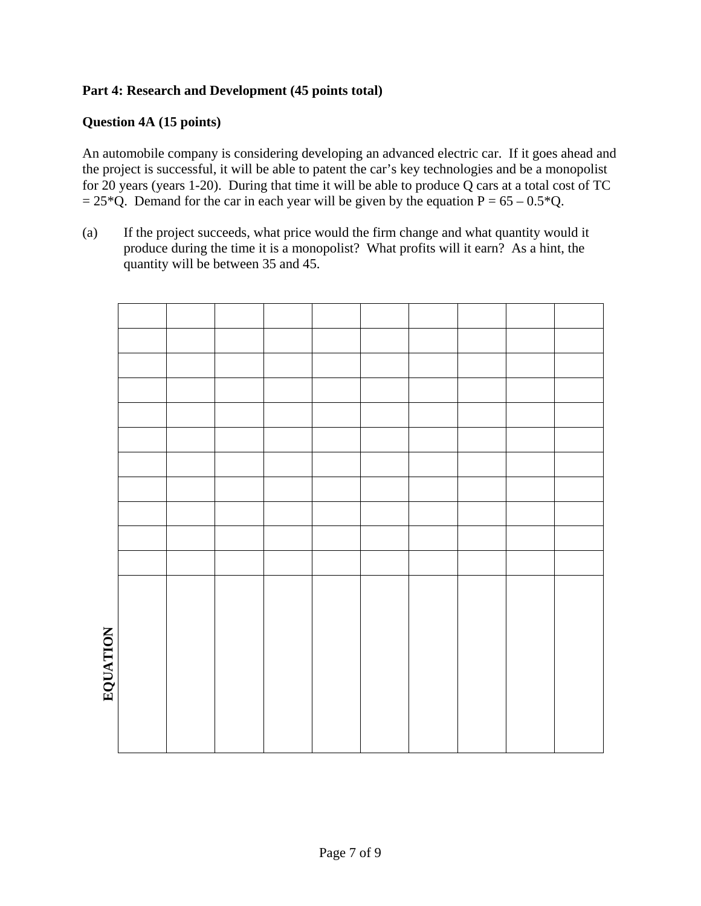**Part 4: Research and Development (45 points total)**

**Question 4A (15 points)**

An automobile company is considering developing an advanced electric car. If it goes ahead and the project is successful, it will be able to patent the car's key technologies and be a monopolist for 20 years (years 1-20). During that time it will be able to produce Q cars at a total cost of TC = 25*Q. Demand for the car in each year will be given by the equation P = 65 – 0.5*Q.

(a) If the project succeeds, what price would the firm change and what quantity would it produce during the time it is a monopolist? What profits will it earn? As a hint, the quantity will be between 35 and 45.

| | | | | | | | | | | |
|---|---|---|---|---|---|---|---|---|---|---|
| | | | | | | | | | | |
| | | | | | | | | | | |
| | | | | | | | | | | |
| | | | | | | | | | | |
| | | | | | | | | | | |
| | | | | | | | | | | |
| | | | | | | | | | | |
| | | | | | | | | | | |
| | | | | | | | | | | |
| | | | | | | | | | | |
| | | | | | | | | | | |
| **EQUATION** | | | | | | | | | | |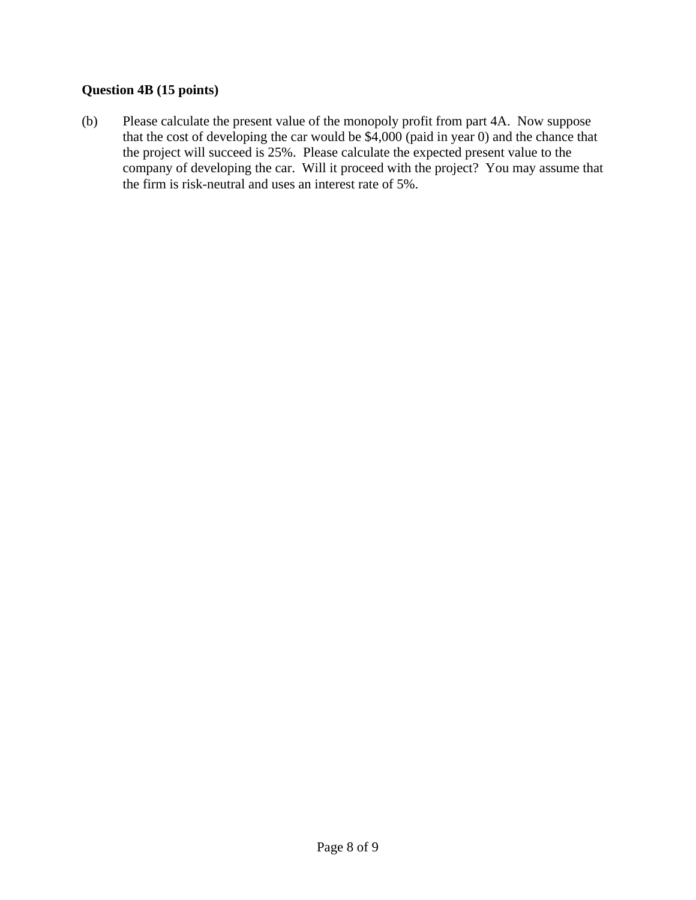**Question 4B (15 points)**

(b) Please calculate the present value of the monopoly profit from part 4A. Now suppose that the cost of developing the car would be $4,000 (paid in year 0) and the chance that the project will succeed is 25%. Please calculate the expected present value to the company of developing the car. Will it proceed with the project? You may assume that the firm is risk-neutral and uses an interest rate of 5%.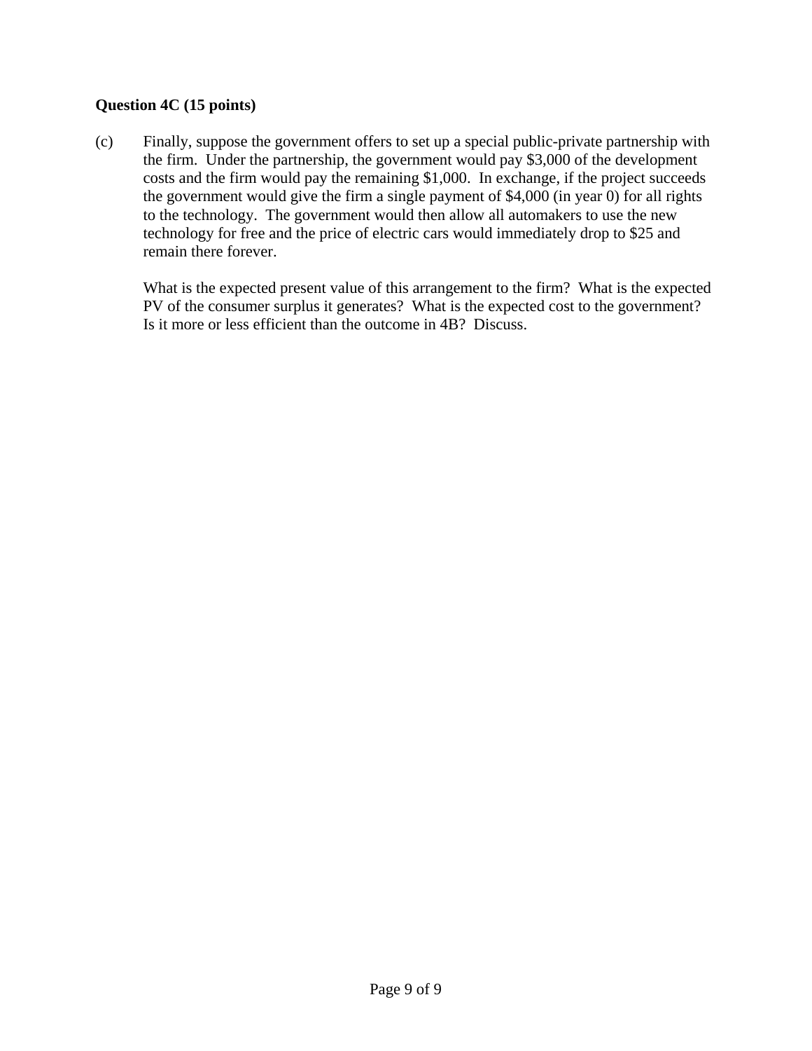**Question 4C (15 points)**

(c) Finally, suppose the government offers to set up a special public-private partnership with the firm. Under the partnership, the government would pay $3,000 of the development costs and the firm would pay the remaining $1,000. In exchange, if the project succeeds the government would give the firm a single payment of $4,000 (in year 0) for all rights to the technology. The government would then allow all automakers to use the new technology for free and the price of electric cars would immediately drop to $25 and remain there forever.

What is the expected present value of this arrangement to the firm? What is the expected PV of the consumer surplus it generates? What is the expected cost to the government? Is it more or less efficient than the outcome in 4B? Discuss.